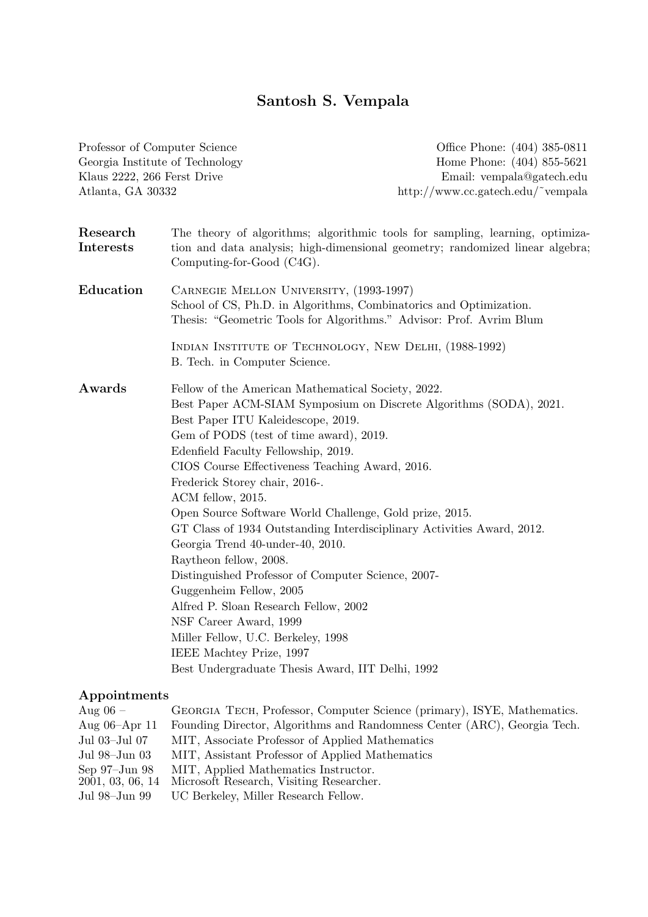# Santosh S. Vempala

Professor of Computer Science
Georgia Institute of Technology
Klaus 2222, 266 Ferst Drive
Atlanta, GA 30332

Office Phone: (404) 385-0811
Home Phone: (404) 855-5621
Email: vempala@gatech.edu
http://www.cc.gatech.edu/~vempala

**Research Interests**

The theory of algorithms; algorithmic tools for sampling, learning, optimization and data analysis; high-dimensional geometry; randomized linear algebra; Computing-for-Good (C4G).

**Education**

Carnegie Mellon University, (1993-1997)
School of CS, Ph.D. in Algorithms, Combinatorics and Optimization.
Thesis: "Geometric Tools for Algorithms." Advisor: Prof. Avrim Blum

Indian Institute of Technology, New Delhi, (1988-1992)
B. Tech. in Computer Science.

**Awards**

Fellow of the American Mathematical Society, 2022.
Best Paper ACM-SIAM Symposium on Discrete Algorithms (SODA), 2021.
Best Paper ITU Kaleidescope, 2019.
Gem of PODS (test of time award), 2019.
Edenfield Faculty Fellowship, 2019.
CIOS Course Effectiveness Teaching Award, 2016.
Frederick Storey chair, 2016-.
ACM fellow, 2015.
Open Source Software World Challenge, Gold prize, 2015.
GT Class of 1934 Outstanding Interdisciplinary Activities Award, 2012.
Georgia Trend 40-under-40, 2010.
Raytheon fellow, 2008.
Distinguished Professor of Computer Science, 2007-
Guggenheim Fellow, 2005
Alfred P. Sloan Research Fellow, 2002
NSF Career Award, 1999
Miller Fellow, U.C. Berkeley, 1998
IEEE Machtey Prize, 1997
Best Undergraduate Thesis Award, IIT Delhi, 1992

## Appointments

| | |
|---|---|
| Aug 06 – | Georgia Tech, Professor, Computer Science (primary), ISYE, Mathematics. |
| Aug 06–Apr 11 | Founding Director, Algorithms and Randomness Center (ARC), Georgia Tech. |
| Jul 03–Jul 07 | MIT, Associate Professor of Applied Mathematics |
| Jul 98–Jun 03 | MIT, Assistant Professor of Applied Mathematics |
| Sep 97–Jun 98 | MIT, Applied Mathematics Instructor. |
| 2001, 03, 06, 14 | Microsoft Research, Visiting Researcher. |
| Jul 98–Jun 99 | UC Berkeley, Miller Research Fellow. |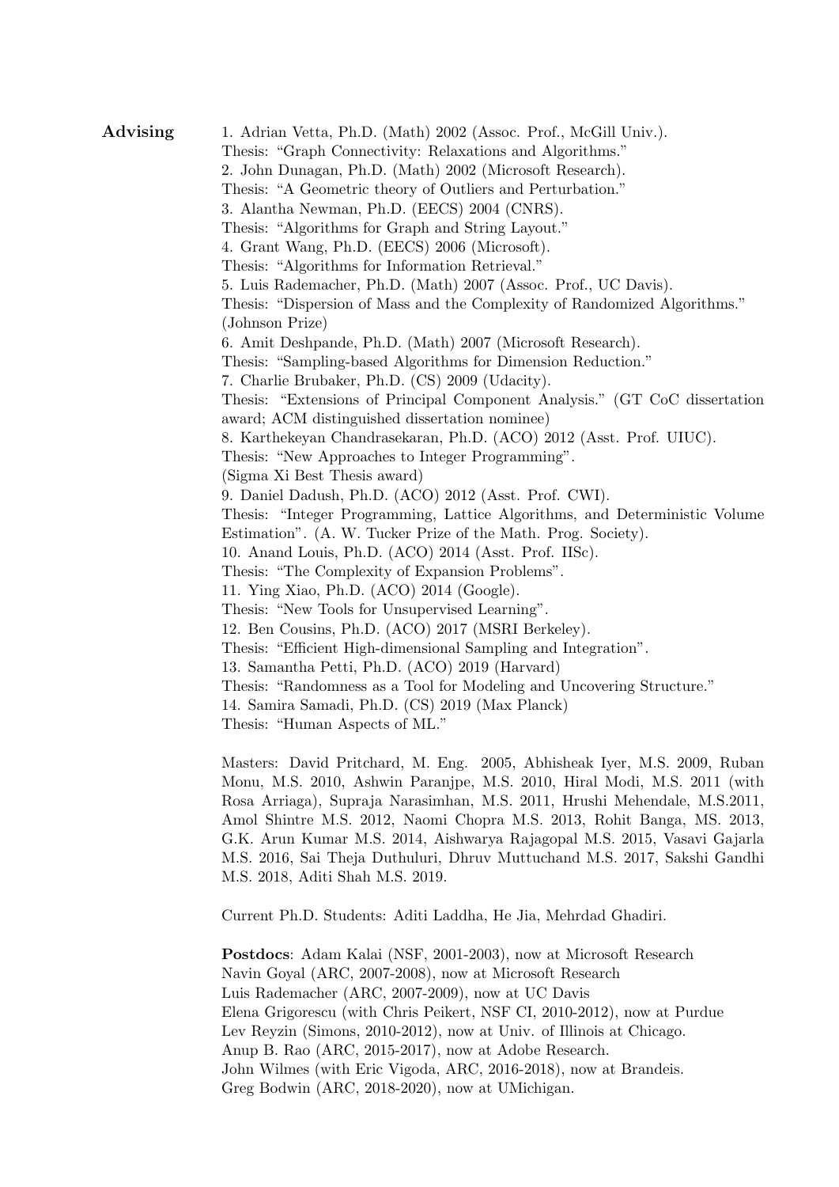**Advising**

1. Adrian Vetta, Ph.D. (Math) 2002 (Assoc. Prof., McGill Univ.).
Thesis: "Graph Connectivity: Relaxations and Algorithms."
2. John Dunagan, Ph.D. (Math) 2002 (Microsoft Research).
Thesis: "A Geometric theory of Outliers and Perturbation."
3. Alantha Newman, Ph.D. (EECS) 2004 (CNRS).
Thesis: "Algorithms for Graph and String Layout."
4. Grant Wang, Ph.D. (EECS) 2006 (Microsoft).
Thesis: "Algorithms for Information Retrieval."
5. Luis Rademacher, Ph.D. (Math) 2007 (Assoc. Prof., UC Davis).
Thesis: "Dispersion of Mass and the Complexity of Randomized Algorithms." (Johnson Prize)
6. Amit Deshpande, Ph.D. (Math) 2007 (Microsoft Research).
Thesis: "Sampling-based Algorithms for Dimension Reduction."
7. Charlie Brubaker, Ph.D. (CS) 2009 (Udacity).
Thesis: "Extensions of Principal Component Analysis." (GT CoC dissertation award; ACM distinguished dissertation nominee)
8. Karthekeyan Chandrasekaran, Ph.D. (ACO) 2012 (Asst. Prof. UIUC).
Thesis: "New Approaches to Integer Programming".
(Sigma Xi Best Thesis award)
9. Daniel Dadush, Ph.D. (ACO) 2012 (Asst. Prof. CWI).
Thesis: "Integer Programming, Lattice Algorithms, and Deterministic Volume Estimation". (A. W. Tucker Prize of the Math. Prog. Society).
10. Anand Louis, Ph.D. (ACO) 2014 (Asst. Prof. IISc).
Thesis: "The Complexity of Expansion Problems".
11. Ying Xiao, Ph.D. (ACO) 2014 (Google).
Thesis: "New Tools for Unsupervised Learning".
12. Ben Cousins, Ph.D. (ACO) 2017 (MSRI Berkeley).
Thesis: "Efficient High-dimensional Sampling and Integration".
13. Samantha Petti, Ph.D. (ACO) 2019 (Harvard)
Thesis: "Randomness as a Tool for Modeling and Uncovering Structure."
14. Samira Samadi, Ph.D. (CS) 2019 (Max Planck)
Thesis: "Human Aspects of ML."

Masters: David Pritchard, M. Eng. 2005, Abhisheak Iyer, M.S. 2009, Ruban Monu, M.S. 2010, Ashwin Paranjpe, M.S. 2010, Hiral Modi, M.S. 2011 (with Rosa Arriaga), Supraja Narasimhan, M.S. 2011, Hrushi Mehendale, M.S.2011, Amol Shintre M.S. 2012, Naomi Chopra M.S. 2013, Rohit Banga, MS. 2013, G.K. Arun Kumar M.S. 2014, Aishwarya Rajagopal M.S. 2015, Vasavi Gajarla M.S. 2016, Sai Theja Duthuluri, Dhruv Muttuchand M.S. 2017, Sakshi Gandhi M.S. 2018, Aditi Shah M.S. 2019.

Current Ph.D. Students: Aditi Laddha, He Jia, Mehrdad Ghadiri.

**Postdocs**: Adam Kalai (NSF, 2001-2003), now at Microsoft Research
Navin Goyal (ARC, 2007-2008), now at Microsoft Research
Luis Rademacher (ARC, 2007-2009), now at UC Davis
Elena Grigorescu (with Chris Peikert, NSF CI, 2010-2012), now at Purdue
Lev Reyzin (Simons, 2010-2012), now at Univ. of Illinois at Chicago.
Anup B. Rao (ARC, 2015-2017), now at Adobe Research.
John Wilmes (with Eric Vigoda, ARC, 2016-2018), now at Brandeis.
Greg Bodwin (ARC, 2018-2020), now at UMichigan.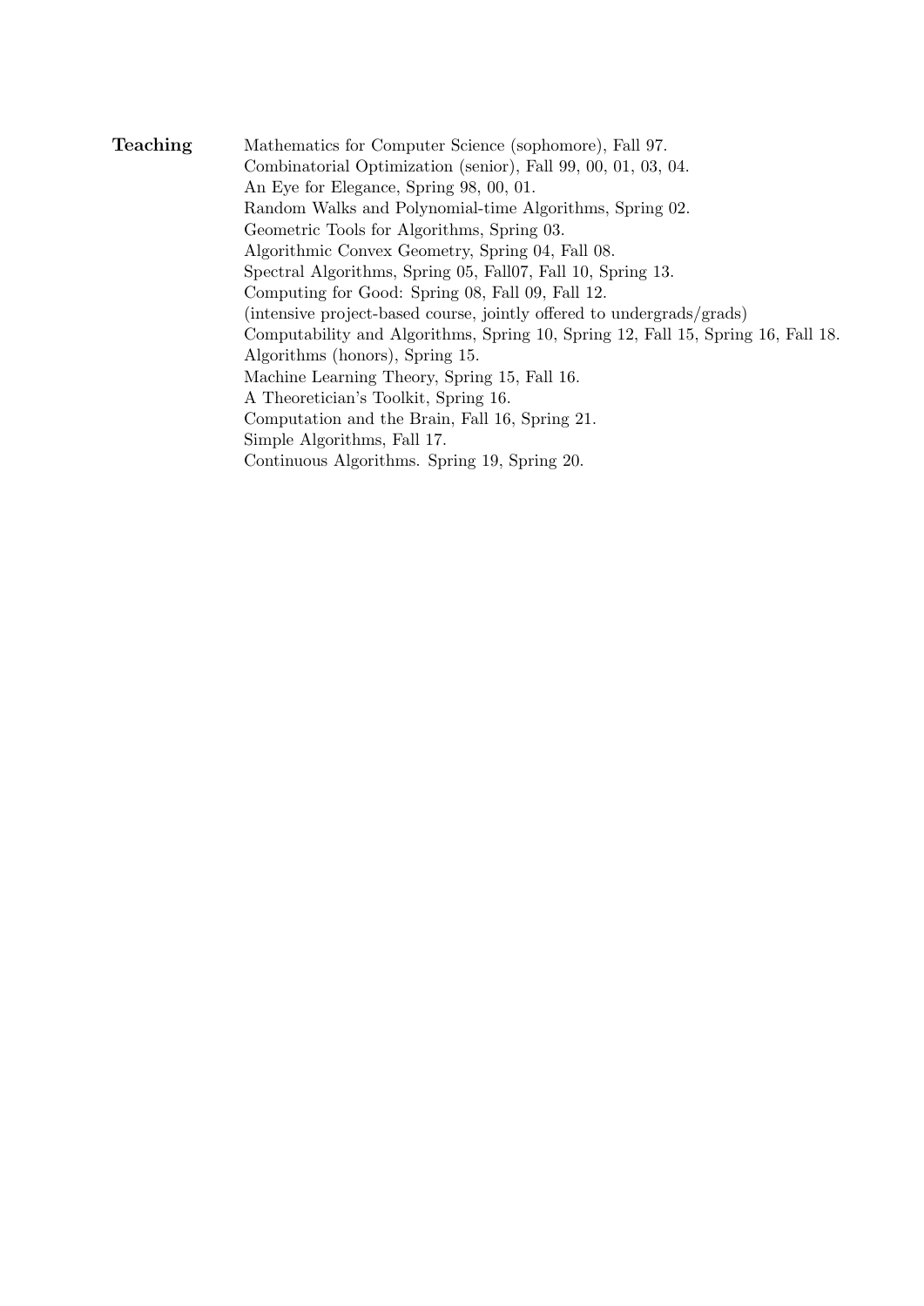**Teaching**

Mathematics for Computer Science (sophomore), Fall 97.
Combinatorial Optimization (senior), Fall 99, 00, 01, 03, 04.
An Eye for Elegance, Spring 98, 00, 01.
Random Walks and Polynomial-time Algorithms, Spring 02.
Geometric Tools for Algorithms, Spring 03.
Algorithmic Convex Geometry, Spring 04, Fall 08.
Spectral Algorithms, Spring 05, Fall07, Fall 10, Spring 13.
Computing for Good: Spring 08, Fall 09, Fall 12.
(intensive project-based course, jointly offered to undergrads/grads)
Computability and Algorithms, Spring 10, Spring 12, Fall 15, Spring 16, Fall 18.
Algorithms (honors), Spring 15.
Machine Learning Theory, Spring 15, Fall 16.
A Theoretician's Toolkit, Spring 16.
Computation and the Brain, Fall 16, Spring 21.
Simple Algorithms, Fall 17.
Continuous Algorithms. Spring 19, Spring 20.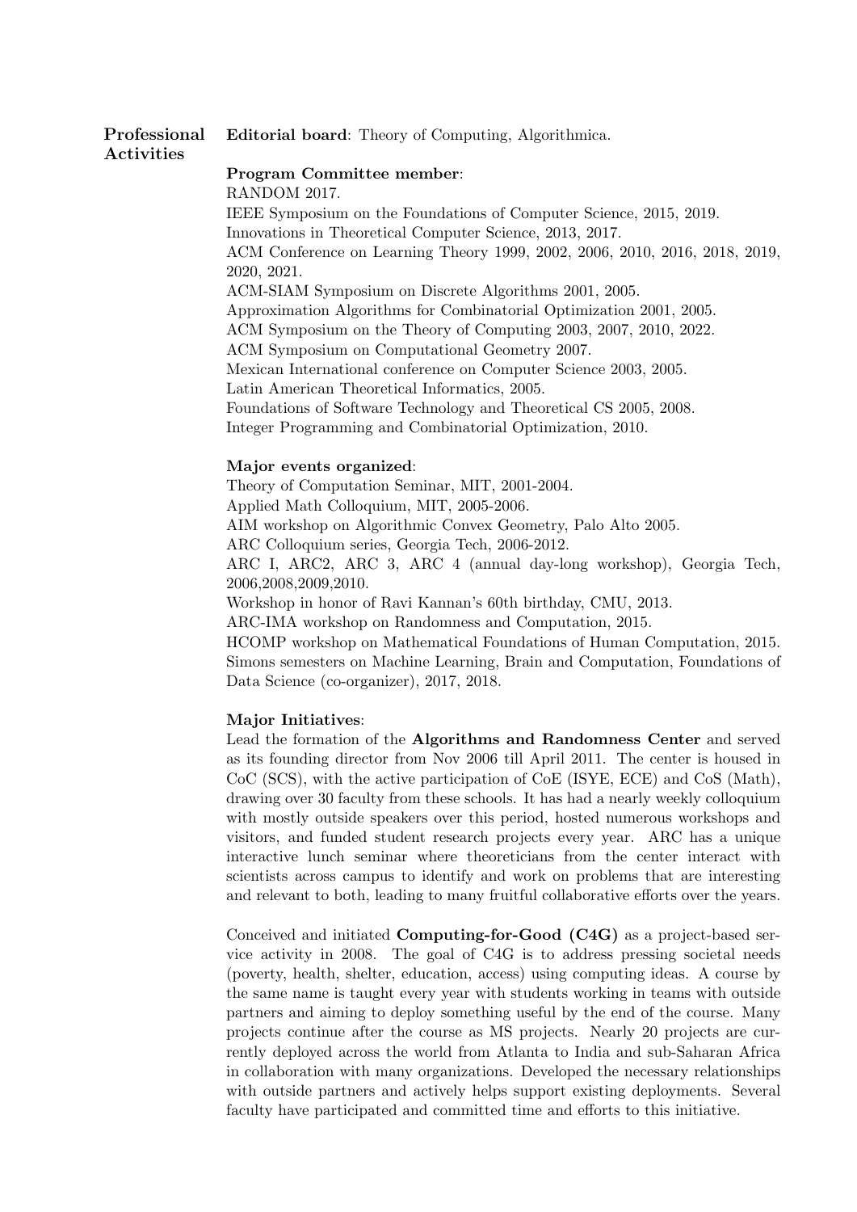## Professional Activities

**Editorial board**: Theory of Computing, Algorithmica.

**Program Committee member**:
RANDOM 2017.
IEEE Symposium on the Foundations of Computer Science, 2015, 2019.
Innovations in Theoretical Computer Science, 2013, 2017.
ACM Conference on Learning Theory 1999, 2002, 2006, 2010, 2016, 2018, 2019, 2020, 2021.
ACM-SIAM Symposium on Discrete Algorithms 2001, 2005.
Approximation Algorithms for Combinatorial Optimization 2001, 2005.
ACM Symposium on the Theory of Computing 2003, 2007, 2010, 2022.
ACM Symposium on Computational Geometry 2007.
Mexican International conference on Computer Science 2003, 2005.
Latin American Theoretical Informatics, 2005.
Foundations of Software Technology and Theoretical CS 2005, 2008.
Integer Programming and Combinatorial Optimization, 2010.

**Major events organized**:
Theory of Computation Seminar, MIT, 2001-2004.
Applied Math Colloquium, MIT, 2005-2006.
AIM workshop on Algorithmic Convex Geometry, Palo Alto 2005.
ARC Colloquium series, Georgia Tech, 2006-2012.
ARC I, ARC2, ARC 3, ARC 4 (annual day-long workshop), Georgia Tech, 2006,2008,2009,2010.
Workshop in honor of Ravi Kannan's 60th birthday, CMU, 2013.
ARC-IMA workshop on Randomness and Computation, 2015.
HCOMP workshop on Mathematical Foundations of Human Computation, 2015.
Simons semesters on Machine Learning, Brain and Computation, Foundations of Data Science (co-organizer), 2017, 2018.

**Major Initiatives**:
Lead the formation of the **Algorithms and Randomness Center** and served as its founding director from Nov 2006 till April 2011. The center is housed in CoC (SCS), with the active participation of CoE (ISYE, ECE) and CoS (Math), drawing over 30 faculty from these schools. It has had a nearly weekly colloquium with mostly outside speakers over this period, hosted numerous workshops and visitors, and funded student research projects every year. ARC has a unique interactive lunch seminar where theoreticians from the center interact with scientists across campus to identify and work on problems that are interesting and relevant to both, leading to many fruitful collaborative efforts over the years.

Conceived and initiated **Computing-for-Good (C4G)** as a project-based service activity in 2008. The goal of C4G is to address pressing societal needs (poverty, health, shelter, education, access) using computing ideas. A course by the same name is taught every year with students working in teams with outside partners and aiming to deploy something useful by the end of the course. Many projects continue after the course as MS projects. Nearly 20 projects are currently deployed across the world from Atlanta to India and sub-Saharan Africa in collaboration with many organizations. Developed the necessary relationships with outside partners and actively helps support existing deployments. Several faculty have participated and committed time and efforts to this initiative.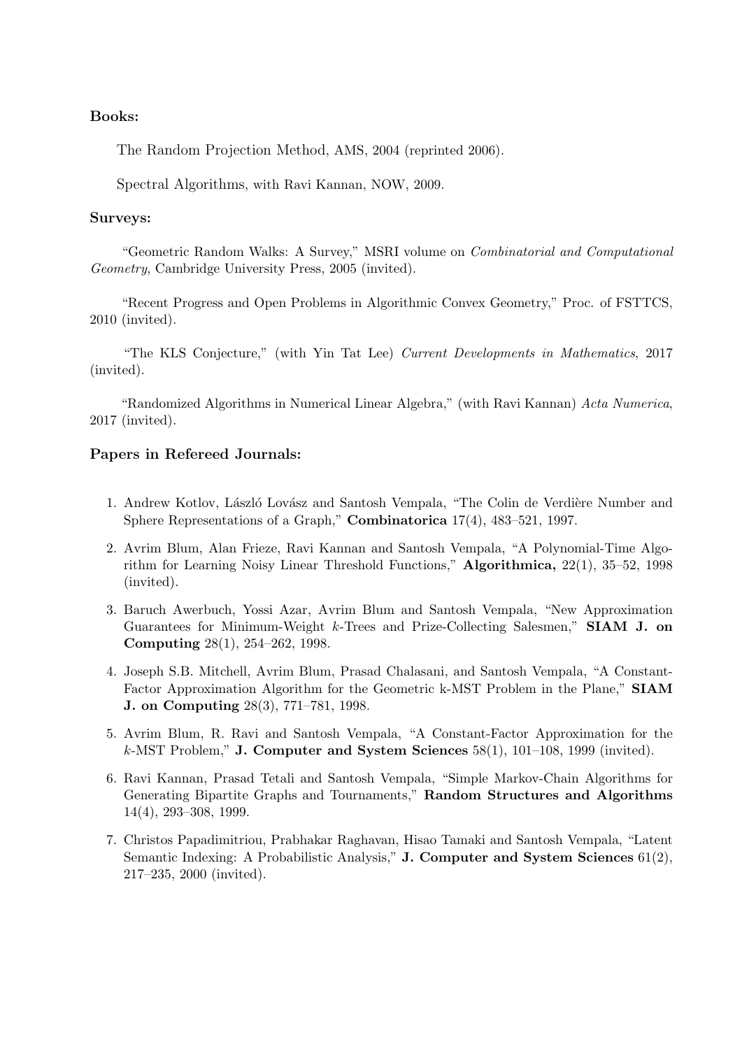**Books:**

The Random Projection Method, AMS, 2004 (reprinted 2006).

Spectral Algorithms, with Ravi Kannan, NOW, 2009.

**Surveys:**

"Geometric Random Walks: A Survey," MSRI volume on *Combinatorial and Computational Geometry*, Cambridge University Press, 2005 (invited).

"Recent Progress and Open Problems in Algorithmic Convex Geometry," Proc. of FSTTCS, 2010 (invited).

"The KLS Conjecture," (with Yin Tat Lee) *Current Developments in Mathematics*, 2017 (invited).

"Randomized Algorithms in Numerical Linear Algebra," (with Ravi Kannan) *Acta Numerica*, 2017 (invited).

**Papers in Refereed Journals:**

1. Andrew Kotlov, László Lovász and Santosh Vempala, "The Colin de Verdière Number and Sphere Representations of a Graph," **Combinatorica** 17(4), 483–521, 1997.

2. Avrim Blum, Alan Frieze, Ravi Kannan and Santosh Vempala, "A Polynomial-Time Algorithm for Learning Noisy Linear Threshold Functions," **Algorithmica,** 22(1), 35–52, 1998 (invited).

3. Baruch Awerbuch, Yossi Azar, Avrim Blum and Santosh Vempala, "New Approximation Guarantees for Minimum-Weight $k$-Trees and Prize-Collecting Salesmen," **SIAM J. on Computing** 28(1), 254–262, 1998.

4. Joseph S.B. Mitchell, Avrim Blum, Prasad Chalasani, and Santosh Vempala, "A Constant-Factor Approximation Algorithm for the Geometric k-MST Problem in the Plane," **SIAM J. on Computing** 28(3), 771–781, 1998.

5. Avrim Blum, R. Ravi and Santosh Vempala, "A Constant-Factor Approximation for the $k$-MST Problem," **J. Computer and System Sciences** 58(1), 101–108, 1999 (invited).

6. Ravi Kannan, Prasad Tetali and Santosh Vempala, "Simple Markov-Chain Algorithms for Generating Bipartite Graphs and Tournaments," **Random Structures and Algorithms** 14(4), 293–308, 1999.

7. Christos Papadimitriou, Prabhakar Raghavan, Hisao Tamaki and Santosh Vempala, "Latent Semantic Indexing: A Probabilistic Analysis," **J. Computer and System Sciences** 61(2), 217–235, 2000 (invited).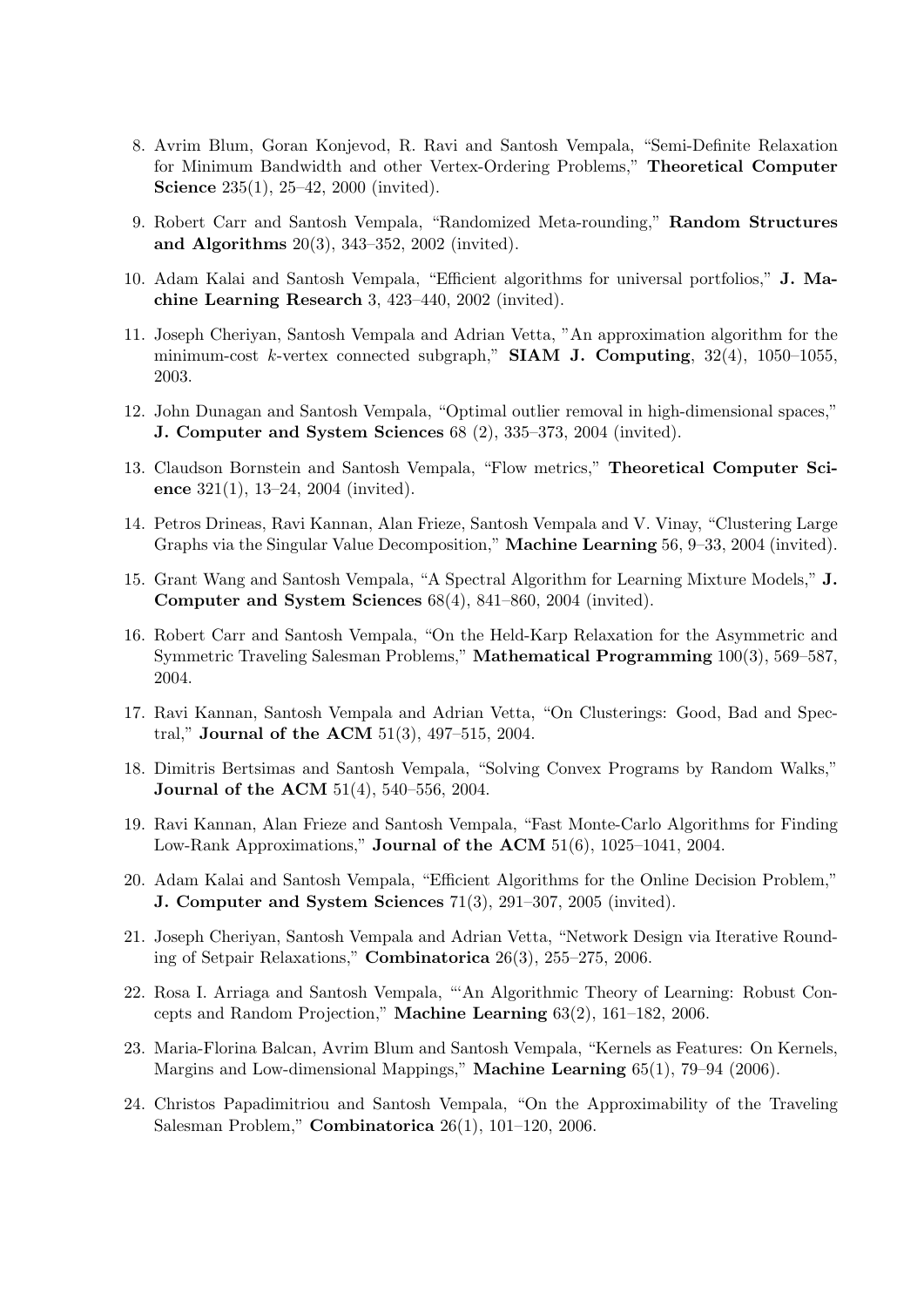8. Avrim Blum, Goran Konjevod, R. Ravi and Santosh Vempala, "Semi-Definite Relaxation for Minimum Bandwidth and other Vertex-Ordering Problems," **Theoretical Computer Science** 235(1), 25–42, 2000 (invited).

9. Robert Carr and Santosh Vempala, "Randomized Meta-rounding," **Random Structures and Algorithms** 20(3), 343–352, 2002 (invited).

10. Adam Kalai and Santosh Vempala, "Efficient algorithms for universal portfolios," **J. Machine Learning Research** 3, 423–440, 2002 (invited).

11. Joseph Cheriyan, Santosh Vempala and Adrian Vetta, "An approximation algorithm for the minimum-cost $k$-vertex connected subgraph," **SIAM J. Computing**, 32(4), 1050–1055, 2003.

12. John Dunagan and Santosh Vempala, "Optimal outlier removal in high-dimensional spaces," **J. Computer and System Sciences** 68 (2), 335–373, 2004 (invited).

13. Claudson Bornstein and Santosh Vempala, "Flow metrics," **Theoretical Computer Science** 321(1), 13–24, 2004 (invited).

14. Petros Drineas, Ravi Kannan, Alan Frieze, Santosh Vempala and V. Vinay, "Clustering Large Graphs via the Singular Value Decomposition," **Machine Learning** 56, 9–33, 2004 (invited).

15. Grant Wang and Santosh Vempala, "A Spectral Algorithm for Learning Mixture Models," **J. Computer and System Sciences** 68(4), 841–860, 2004 (invited).

16. Robert Carr and Santosh Vempala, "On the Held-Karp Relaxation for the Asymmetric and Symmetric Traveling Salesman Problems," **Mathematical Programming** 100(3), 569–587, 2004.

17. Ravi Kannan, Santosh Vempala and Adrian Vetta, "On Clusterings: Good, Bad and Spectral," **Journal of the ACM** 51(3), 497–515, 2004.

18. Dimitris Bertsimas and Santosh Vempala, "Solving Convex Programs by Random Walks," **Journal of the ACM** 51(4), 540–556, 2004.

19. Ravi Kannan, Alan Frieze and Santosh Vempala, "Fast Monte-Carlo Algorithms for Finding Low-Rank Approximations," **Journal of the ACM** 51(6), 1025–1041, 2004.

20. Adam Kalai and Santosh Vempala, "Efficient Algorithms for the Online Decision Problem," **J. Computer and System Sciences** 71(3), 291–307, 2005 (invited).

21. Joseph Cheriyan, Santosh Vempala and Adrian Vetta, "Network Design via Iterative Rounding of Setpair Relaxations," **Combinatorica** 26(3), 255–275, 2006.

22. Rosa I. Arriaga and Santosh Vempala, "'An Algorithmic Theory of Learning: Robust Concepts and Random Projection," **Machine Learning** 63(2), 161–182, 2006.

23. Maria-Florina Balcan, Avrim Blum and Santosh Vempala, "Kernels as Features: On Kernels, Margins and Low-dimensional Mappings," **Machine Learning** 65(1), 79–94 (2006).

24. Christos Papadimitriou and Santosh Vempala, "On the Approximability of the Traveling Salesman Problem," **Combinatorica** 26(1), 101–120, 2006.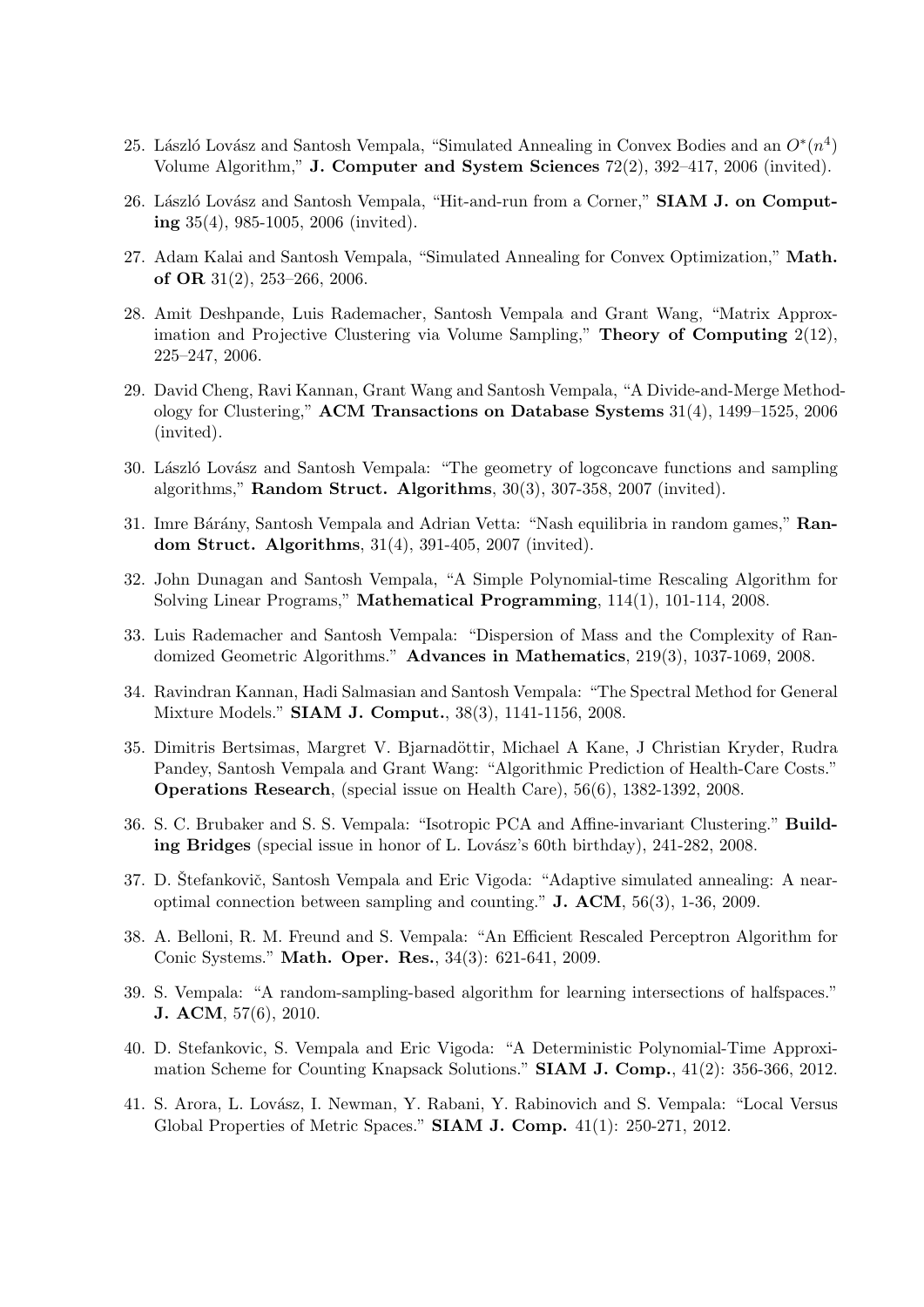25. László Lovász and Santosh Vempala, "Simulated Annealing in Convex Bodies and an $O^*(n^4)$ Volume Algorithm," **J. Computer and System Sciences** 72(2), 392–417, 2006 (invited).

26. László Lovász and Santosh Vempala, "Hit-and-run from a Corner," **SIAM J. on Computing** 35(4), 985-1005, 2006 (invited).

27. Adam Kalai and Santosh Vempala, "Simulated Annealing for Convex Optimization," **Math. of OR** 31(2), 253–266, 2006.

28. Amit Deshpande, Luis Rademacher, Santosh Vempala and Grant Wang, "Matrix Approximation and Projective Clustering via Volume Sampling," **Theory of Computing** 2(12), 225–247, 2006.

29. David Cheng, Ravi Kannan, Grant Wang and Santosh Vempala, "A Divide-and-Merge Methodology for Clustering," **ACM Transactions on Database Systems** 31(4), 1499–1525, 2006 (invited).

30. László Lovász and Santosh Vempala: "The geometry of logconcave functions and sampling algorithms," **Random Struct. Algorithms**, 30(3), 307-358, 2007 (invited).

31. Imre Bárány, Santosh Vempala and Adrian Vetta: "Nash equilibria in random games," **Random Struct. Algorithms**, 31(4), 391-405, 2007 (invited).

32. John Dunagan and Santosh Vempala, "A Simple Polynomial-time Rescaling Algorithm for Solving Linear Programs," **Mathematical Programming**, 114(1), 101-114, 2008.

33. Luis Rademacher and Santosh Vempala: "Dispersion of Mass and the Complexity of Randomized Geometric Algorithms." **Advances in Mathematics**, 219(3), 1037-1069, 2008.

34. Ravindran Kannan, Hadi Salmasian and Santosh Vempala: "The Spectral Method for General Mixture Models." **SIAM J. Comput.**, 38(3), 1141-1156, 2008.

35. Dimitris Bertsimas, Margret V. Bjarnadöttir, Michael A Kane, J Christian Kryder, Rudra Pandey, Santosh Vempala and Grant Wang: "Algorithmic Prediction of Health-Care Costs." **Operations Research**, (special issue on Health Care), 56(6), 1382-1392, 2008.

36. S. C. Brubaker and S. S. Vempala: "Isotropic PCA and Affine-invariant Clustering." **Building Bridges** (special issue in honor of L. Lovász's 60th birthday), 241-282, 2008.

37. D. Štefankovič, Santosh Vempala and Eric Vigoda: "Adaptive simulated annealing: A near-optimal connection between sampling and counting." **J. ACM**, 56(3), 1-36, 2009.

38. A. Belloni, R. M. Freund and S. Vempala: "An Efficient Rescaled Perceptron Algorithm for Conic Systems." **Math. Oper. Res.**, 34(3): 621-641, 2009.

39. S. Vempala: "A random-sampling-based algorithm for learning intersections of halfspaces." **J. ACM**, 57(6), 2010.

40. D. Stefankovic, S. Vempala and Eric Vigoda: "A Deterministic Polynomial-Time Approximation Scheme for Counting Knapsack Solutions." **SIAM J. Comp.**, 41(2): 356-366, 2012.

41. S. Arora, L. Lovász, I. Newman, Y. Rabani, Y. Rabinovich and S. Vempala: "Local Versus Global Properties of Metric Spaces." **SIAM J. Comp.** 41(1): 250-271, 2012.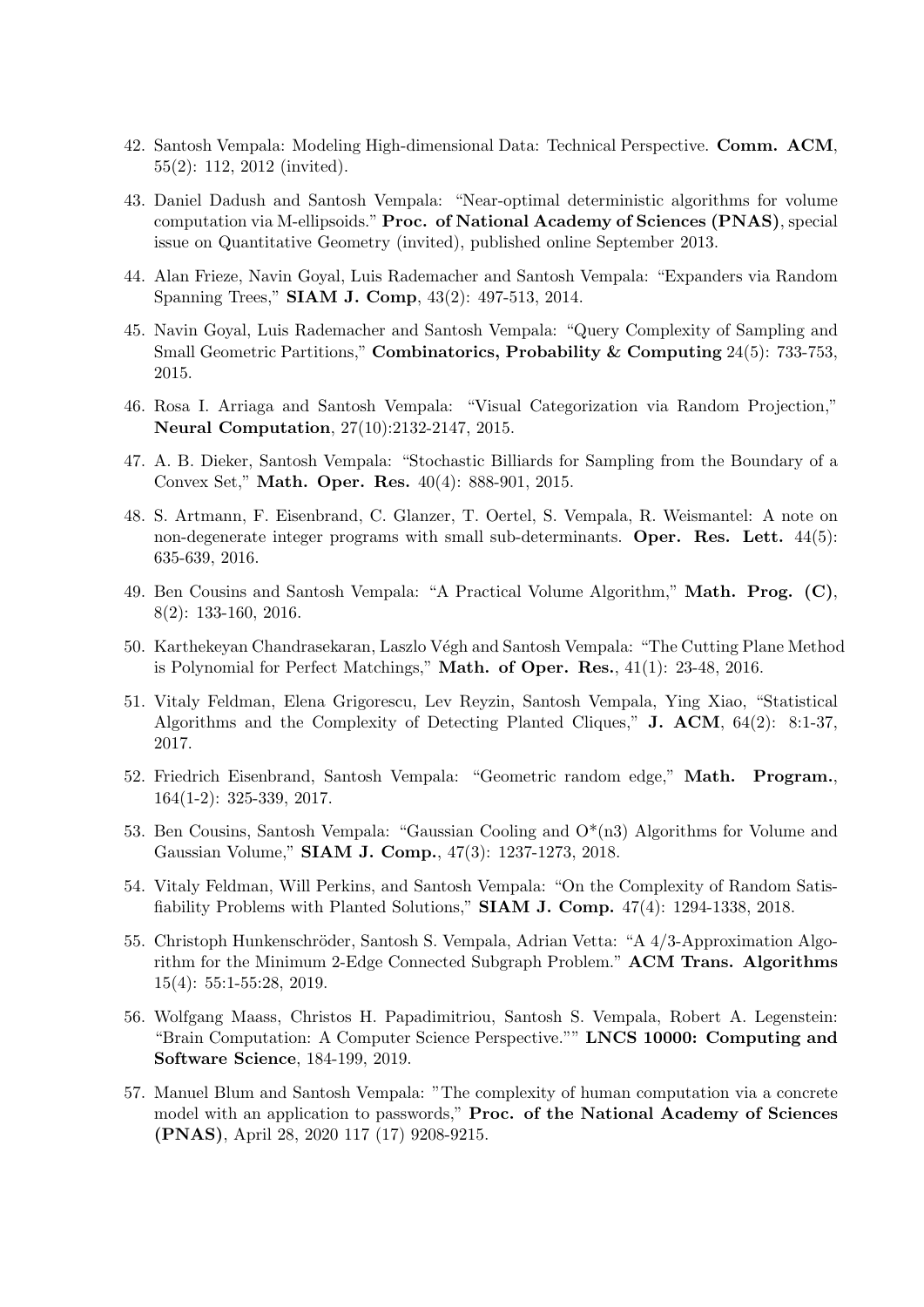42. Santosh Vempala: Modeling High-dimensional Data: Technical Perspective. **Comm. ACM**, 55(2): 112, 2012 (invited).

43. Daniel Dadush and Santosh Vempala: "Near-optimal deterministic algorithms for volume computation via M-ellipsoids." **Proc. of National Academy of Sciences (PNAS)**, special issue on Quantitative Geometry (invited), published online September 2013.

44. Alan Frieze, Navin Goyal, Luis Rademacher and Santosh Vempala: "Expanders via Random Spanning Trees," **SIAM J. Comp**, 43(2): 497-513, 2014.

45. Navin Goyal, Luis Rademacher and Santosh Vempala: "Query Complexity of Sampling and Small Geometric Partitions," **Combinatorics, Probability & Computing** 24(5): 733-753, 2015.

46. Rosa I. Arriaga and Santosh Vempala: "Visual Categorization via Random Projection," **Neural Computation**, 27(10):2132-2147, 2015.

47. A. B. Dieker, Santosh Vempala: "Stochastic Billiards for Sampling from the Boundary of a Convex Set," **Math. Oper. Res.** 40(4): 888-901, 2015.

48. S. Artmann, F. Eisenbrand, C. Glanzer, T. Oertel, S. Vempala, R. Weismantel: A note on non-degenerate integer programs with small sub-determinants. **Oper. Res. Lett.** 44(5): 635-639, 2016.

49. Ben Cousins and Santosh Vempala: "A Practical Volume Algorithm," **Math. Prog. (C)**, 8(2): 133-160, 2016.

50. Karthekeyan Chandrasekaran, Laszlo Végh and Santosh Vempala: "The Cutting Plane Method is Polynomial for Perfect Matchings," **Math. of Oper. Res.**, 41(1): 23-48, 2016.

51. Vitaly Feldman, Elena Grigorescu, Lev Reyzin, Santosh Vempala, Ying Xiao, "Statistical Algorithms and the Complexity of Detecting Planted Cliques," **J. ACM**, 64(2): 8:1-37, 2017.

52. Friedrich Eisenbrand, Santosh Vempala: "Geometric random edge," **Math. Program.**, 164(1-2): 325-339, 2017.

53. Ben Cousins, Santosh Vempala: "Gaussian Cooling and O*(n3) Algorithms for Volume and Gaussian Volume," **SIAM J. Comp.**, 47(3): 1237-1273, 2018.

54. Vitaly Feldman, Will Perkins, and Santosh Vempala: "On the Complexity of Random Satisfiability Problems with Planted Solutions," **SIAM J. Comp.** 47(4): 1294-1338, 2018.

55. Christoph Hunkenschröder, Santosh S. Vempala, Adrian Vetta: "A 4/3-Approximation Algorithm for the Minimum 2-Edge Connected Subgraph Problem." **ACM Trans. Algorithms** 15(4): 55:1-55:28, 2019.

56. Wolfgang Maass, Christos H. Papadimitriou, Santosh S. Vempala, Robert A. Legenstein: "Brain Computation: A Computer Science Perspective."" **LNCS 10000: Computing and Software Science**, 184-199, 2019.

57. Manuel Blum and Santosh Vempala: "The complexity of human computation via a concrete model with an application to passwords," **Proc. of the National Academy of Sciences (PNAS)**, April 28, 2020 117 (17) 9208-9215.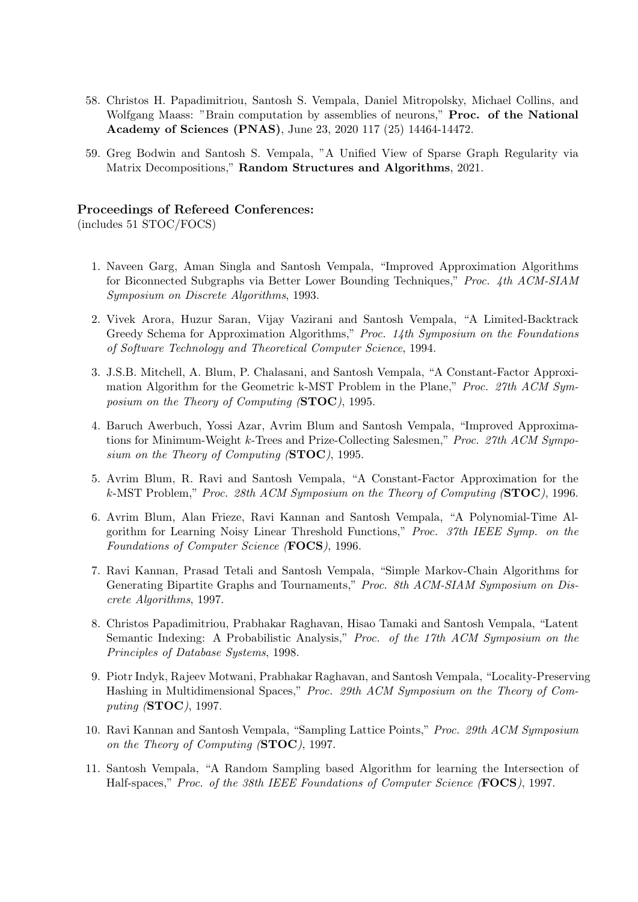58. Christos H. Papadimitriou, Santosh S. Vempala, Daniel Mitropolsky, Michael Collins, and Wolfgang Maass: "Brain computation by assemblies of neurons," **Proc. of the National Academy of Sciences (PNAS)**, June 23, 2020 117 (25) 14464-14472.

59. Greg Bodwin and Santosh S. Vempala, "A Unified View of Sparse Graph Regularity via Matrix Decompositions," **Random Structures and Algorithms**, 2021.

**Proceedings of Refereed Conferences:**
(includes 51 STOC/FOCS)

1. Naveen Garg, Aman Singla and Santosh Vempala, "Improved Approximation Algorithms for Biconnected Subgraphs via Better Lower Bounding Techniques," *Proc. 4th ACM-SIAM Symposium on Discrete Algorithms*, 1993.

2. Vivek Arora, Huzur Saran, Vijay Vazirani and Santosh Vempala, "A Limited-Backtrack Greedy Schema for Approximation Algorithms," *Proc. 14th Symposium on the Foundations of Software Technology and Theoretical Computer Science*, 1994.

3. J.S.B. Mitchell, A. Blum, P. Chalasani, and Santosh Vempala, "A Constant-Factor Approximation Algorithm for the Geometric k-MST Problem in the Plane," *Proc. 27th ACM Symposium on the Theory of Computing (***STOC***)*, 1995.

4. Baruch Awerbuch, Yossi Azar, Avrim Blum and Santosh Vempala, "Improved Approximations for Minimum-Weight $k$-Trees and Prize-Collecting Salesmen," *Proc. 27th ACM Symposium on the Theory of Computing (***STOC***)*, 1995.

5. Avrim Blum, R. Ravi and Santosh Vempala, "A Constant-Factor Approximation for the $k$-MST Problem," *Proc. 28th ACM Symposium on the Theory of Computing (***STOC***)*, 1996.

6. Avrim Blum, Alan Frieze, Ravi Kannan and Santosh Vempala, "A Polynomial-Time Algorithm for Learning Noisy Linear Threshold Functions," *Proc. 37th IEEE Symp. on the Foundations of Computer Science (***FOCS***)*, 1996.

7. Ravi Kannan, Prasad Tetali and Santosh Vempala, "Simple Markov-Chain Algorithms for Generating Bipartite Graphs and Tournaments," *Proc. 8th ACM-SIAM Symposium on Discrete Algorithms*, 1997.

8. Christos Papadimitriou, Prabhakar Raghavan, Hisao Tamaki and Santosh Vempala, "Latent Semantic Indexing: A Probabilistic Analysis," *Proc. of the 17th ACM Symposium on the Principles of Database Systems*, 1998.

9. Piotr Indyk, Rajeev Motwani, Prabhakar Raghavan, and Santosh Vempala, "Locality-Preserving Hashing in Multidimensional Spaces," *Proc. 29th ACM Symposium on the Theory of Computing (***STOC***)*, 1997.

10. Ravi Kannan and Santosh Vempala, "Sampling Lattice Points," *Proc. 29th ACM Symposium on the Theory of Computing (***STOC***)*, 1997.

11. Santosh Vempala, "A Random Sampling based Algorithm for learning the Intersection of Half-spaces," *Proc. of the 38th IEEE Foundations of Computer Science (***FOCS***)*, 1997.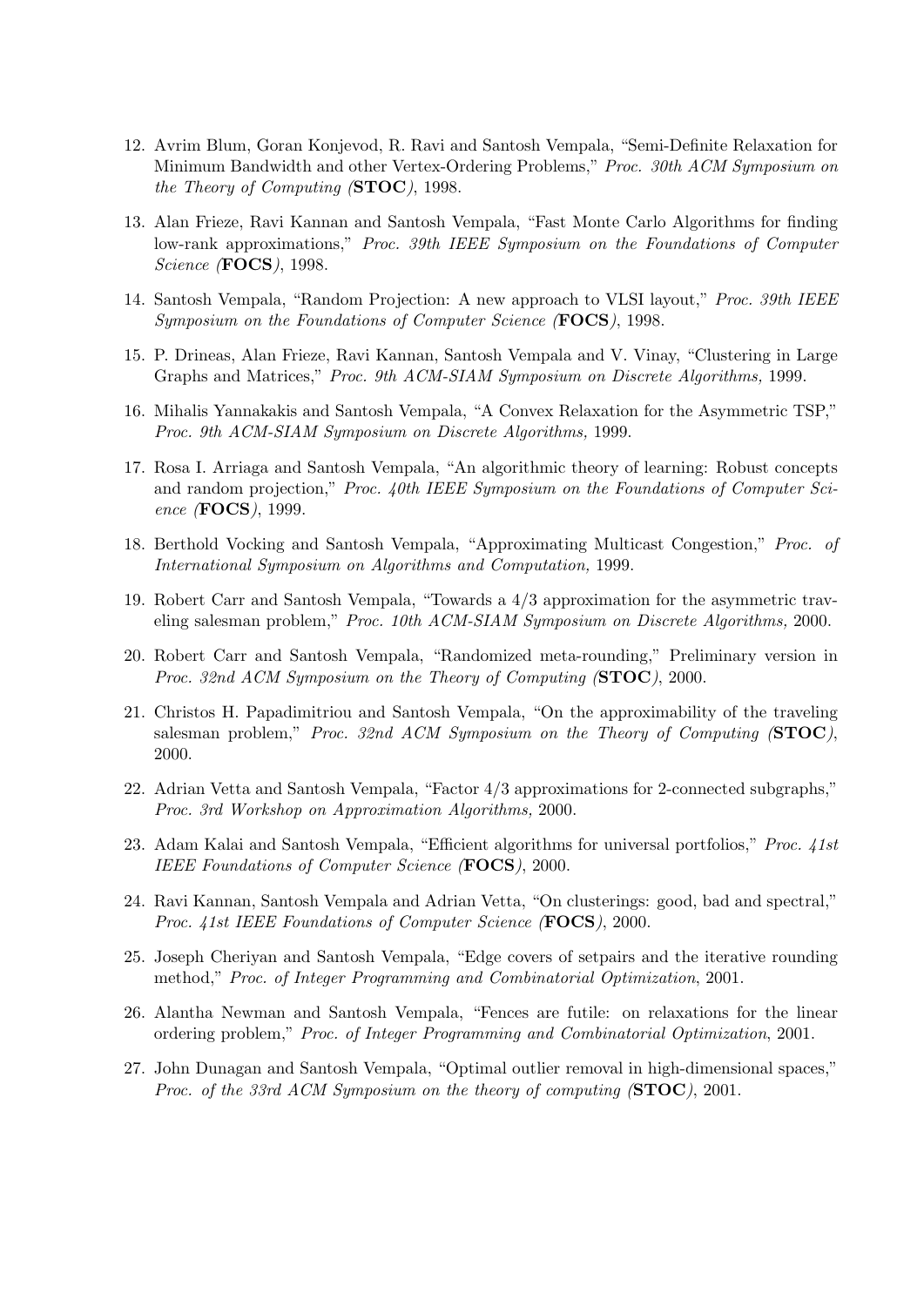12. Avrim Blum, Goran Konjevod, R. Ravi and Santosh Vempala, "Semi-Definite Relaxation for Minimum Bandwidth and other Vertex-Ordering Problems," *Proc. 30th ACM Symposium on the Theory of Computing (***STOC***)*, 1998.

13. Alan Frieze, Ravi Kannan and Santosh Vempala, "Fast Monte Carlo Algorithms for finding low-rank approximations," *Proc. 39th IEEE Symposium on the Foundations of Computer Science (***FOCS***)*, 1998.

14. Santosh Vempala, "Random Projection: A new approach to VLSI layout," *Proc. 39th IEEE Symposium on the Foundations of Computer Science (***FOCS***)*, 1998.

15. P. Drineas, Alan Frieze, Ravi Kannan, Santosh Vempala and V. Vinay, "Clustering in Large Graphs and Matrices," *Proc. 9th ACM-SIAM Symposium on Discrete Algorithms,* 1999.

16. Mihalis Yannakakis and Santosh Vempala, "A Convex Relaxation for the Asymmetric TSP," *Proc. 9th ACM-SIAM Symposium on Discrete Algorithms,* 1999.

17. Rosa I. Arriaga and Santosh Vempala, "An algorithmic theory of learning: Robust concepts and random projection," *Proc. 40th IEEE Symposium on the Foundations of Computer Science (***FOCS***)*, 1999.

18. Berthold Vocking and Santosh Vempala, "Approximating Multicast Congestion," *Proc. of International Symposium on Algorithms and Computation,* 1999.

19. Robert Carr and Santosh Vempala, "Towards a 4/3 approximation for the asymmetric traveling salesman problem," *Proc. 10th ACM-SIAM Symposium on Discrete Algorithms,* 2000.

20. Robert Carr and Santosh Vempala, "Randomized meta-rounding," Preliminary version in *Proc. 32nd ACM Symposium on the Theory of Computing (***STOC***)*, 2000.

21. Christos H. Papadimitriou and Santosh Vempala, "On the approximability of the traveling salesman problem," *Proc. 32nd ACM Symposium on the Theory of Computing (***STOC***)*, 2000.

22. Adrian Vetta and Santosh Vempala, "Factor 4/3 approximations for 2-connected subgraphs," *Proc. 3rd Workshop on Approximation Algorithms,* 2000.

23. Adam Kalai and Santosh Vempala, "Efficient algorithms for universal portfolios," *Proc. 41st IEEE Foundations of Computer Science (***FOCS***)*, 2000.

24. Ravi Kannan, Santosh Vempala and Adrian Vetta, "On clusterings: good, bad and spectral," *Proc. 41st IEEE Foundations of Computer Science (***FOCS***)*, 2000.

25. Joseph Cheriyan and Santosh Vempala, "Edge covers of setpairs and the iterative rounding method," *Proc. of Integer Programming and Combinatorial Optimization*, 2001.

26. Alantha Newman and Santosh Vempala, "Fences are futile: on relaxations for the linear ordering problem," *Proc. of Integer Programming and Combinatorial Optimization*, 2001.

27. John Dunagan and Santosh Vempala, "Optimal outlier removal in high-dimensional spaces," *Proc. of the 33rd ACM Symposium on the theory of computing (***STOC***)*, 2001.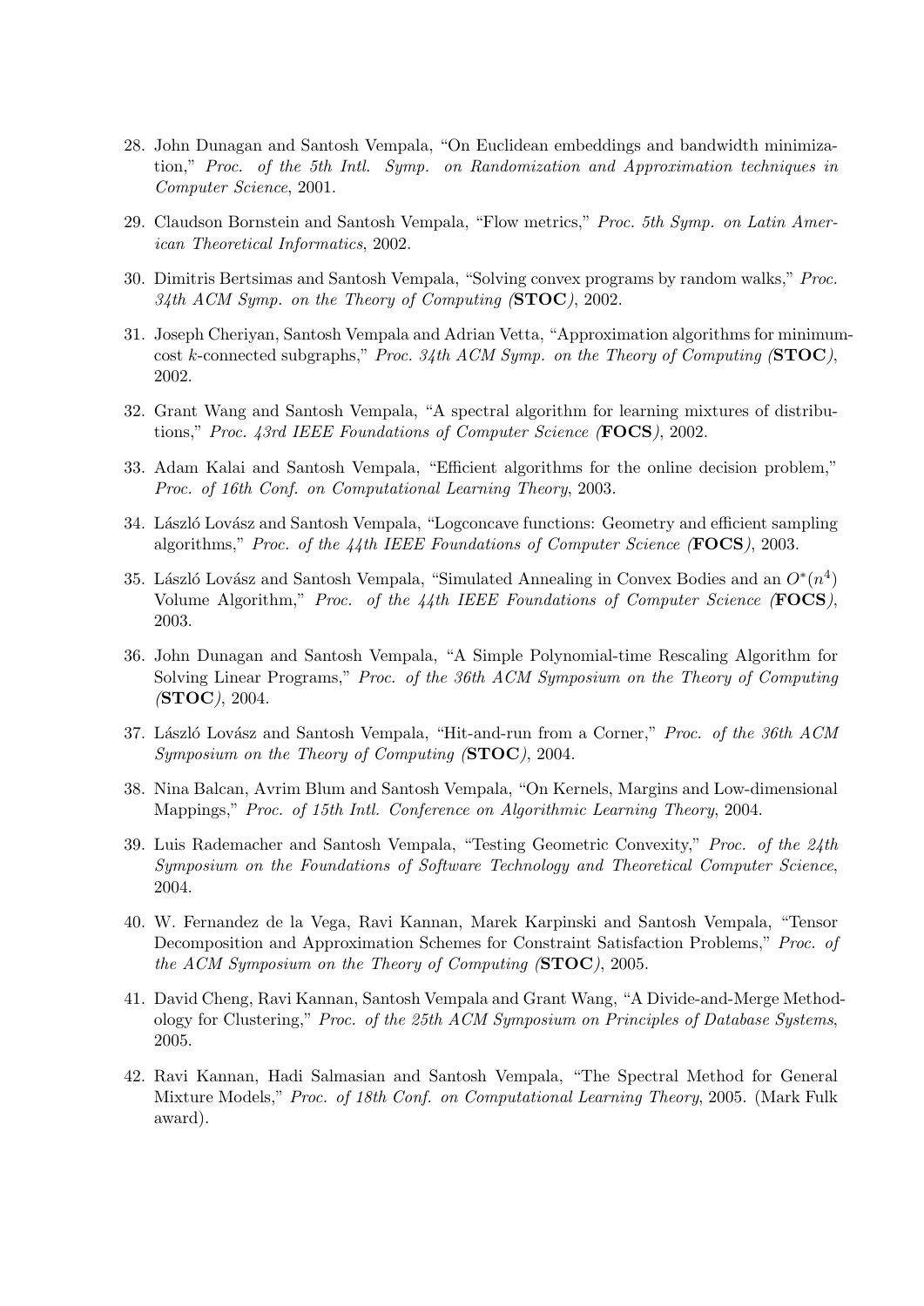28. John Dunagan and Santosh Vempala, "On Euclidean embeddings and bandwidth minimization," *Proc. of the 5th Intl. Symp. on Randomization and Approximation techniques in Computer Science*, 2001.

29. Claudson Bornstein and Santosh Vempala, "Flow metrics," *Proc. 5th Symp. on Latin American Theoretical Informatics*, 2002.

30. Dimitris Bertsimas and Santosh Vempala, "Solving convex programs by random walks," *Proc. 34th ACM Symp. on the Theory of Computing (**STOC**)*, 2002.

31. Joseph Cheriyan, Santosh Vempala and Adrian Vetta, "Approximation algorithms for minimum-cost $k$-connected subgraphs," *Proc. 34th ACM Symp. on the Theory of Computing (**STOC**)*, 2002.

32. Grant Wang and Santosh Vempala, "A spectral algorithm for learning mixtures of distributions," *Proc. 43rd IEEE Foundations of Computer Science (**FOCS**)*, 2002.

33. Adam Kalai and Santosh Vempala, "Efficient algorithms for the online decision problem," *Proc. of 16th Conf. on Computational Learning Theory*, 2003.

34. László Lovász and Santosh Vempala, "Logconcave functions: Geometry and efficient sampling algorithms," *Proc. of the 44th IEEE Foundations of Computer Science (**FOCS**)*, 2003.

35. László Lovász and Santosh Vempala, "Simulated Annealing in Convex Bodies and an $O^*(n^4)$ Volume Algorithm," *Proc. of the 44th IEEE Foundations of Computer Science (**FOCS**)*, 2003.

36. John Dunagan and Santosh Vempala, "A Simple Polynomial-time Rescaling Algorithm for Solving Linear Programs," *Proc. of the 36th ACM Symposium on the Theory of Computing (**STOC**)*, 2004.

37. László Lovász and Santosh Vempala, "Hit-and-run from a Corner," *Proc. of the 36th ACM Symposium on the Theory of Computing (**STOC**)*, 2004.

38. Nina Balcan, Avrim Blum and Santosh Vempala, "On Kernels, Margins and Low-dimensional Mappings," *Proc. of 15th Intl. Conference on Algorithmic Learning Theory*, 2004.

39. Luis Rademacher and Santosh Vempala, "Testing Geometric Convexity," *Proc. of the 24th Symposium on the Foundations of Software Technology and Theoretical Computer Science*, 2004.

40. W. Fernandez de la Vega, Ravi Kannan, Marek Karpinski and Santosh Vempala, "Tensor Decomposition and Approximation Schemes for Constraint Satisfaction Problems," *Proc. of the ACM Symposium on the Theory of Computing (**STOC**)*, 2005.

41. David Cheng, Ravi Kannan, Santosh Vempala and Grant Wang, "A Divide-and-Merge Methodology for Clustering," *Proc. of the 25th ACM Symposium on Principles of Database Systems*, 2005.

42. Ravi Kannan, Hadi Salmasian and Santosh Vempala, "The Spectral Method for General Mixture Models," *Proc. of 18th Conf. on Computational Learning Theory*, 2005. (Mark Fulk award).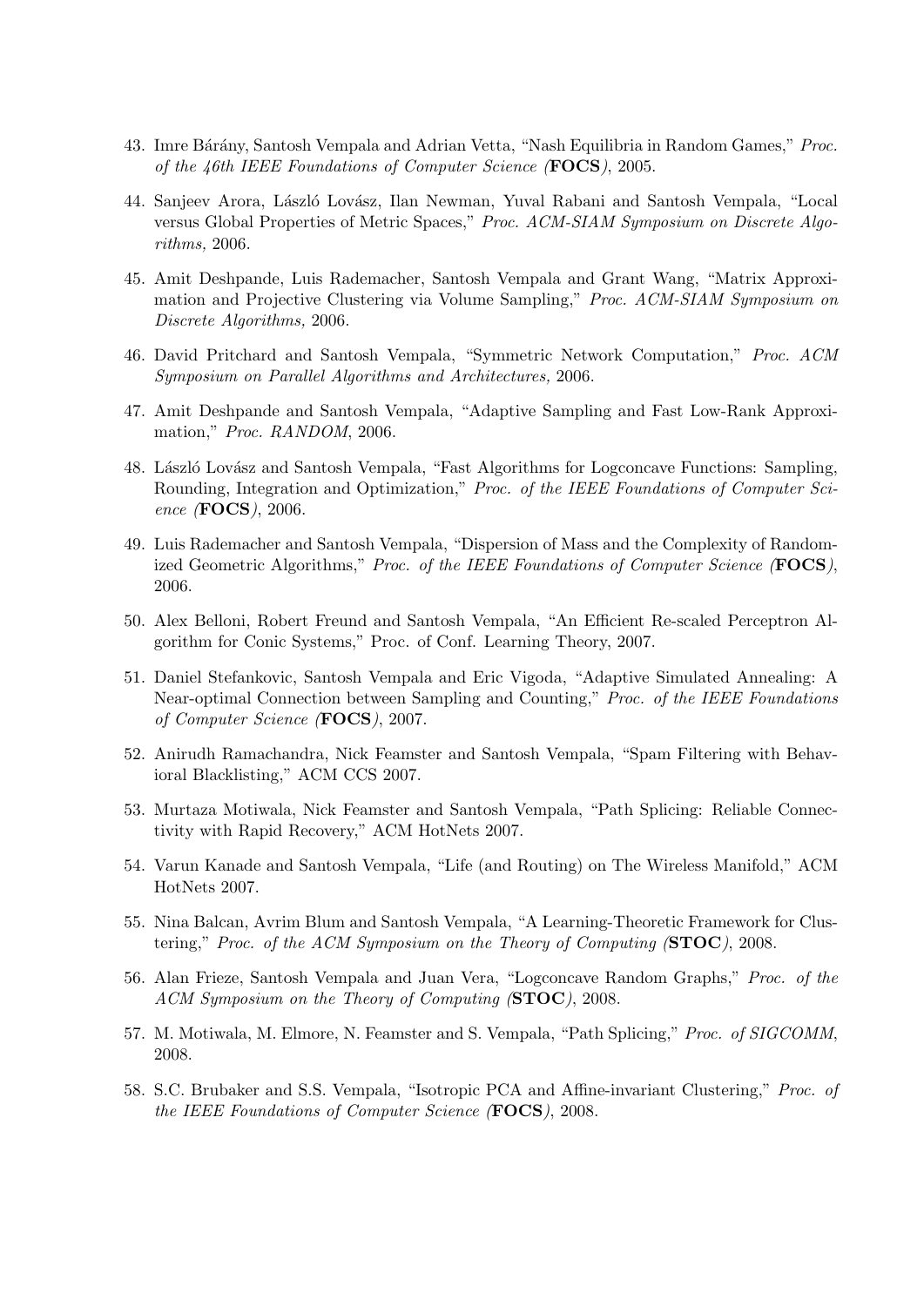43. Imre Bárány, Santosh Vempala and Adrian Vetta, "Nash Equilibria in Random Games," *Proc. of the 46th IEEE Foundations of Computer Science (**FOCS**)*, 2005.

44. Sanjeev Arora, László Lovász, Ilan Newman, Yuval Rabani and Santosh Vempala, "Local versus Global Properties of Metric Spaces," *Proc. ACM-SIAM Symposium on Discrete Algorithms,* 2006.

45. Amit Deshpande, Luis Rademacher, Santosh Vempala and Grant Wang, "Matrix Approximation and Projective Clustering via Volume Sampling," *Proc. ACM-SIAM Symposium on Discrete Algorithms,* 2006.

46. David Pritchard and Santosh Vempala, "Symmetric Network Computation," *Proc. ACM Symposium on Parallel Algorithms and Architectures,* 2006.

47. Amit Deshpande and Santosh Vempala, "Adaptive Sampling and Fast Low-Rank Approximation," *Proc. RANDOM*, 2006.

48. László Lovász and Santosh Vempala, "Fast Algorithms for Logconcave Functions: Sampling, Rounding, Integration and Optimization," *Proc. of the IEEE Foundations of Computer Science (**FOCS**)*, 2006.

49. Luis Rademacher and Santosh Vempala, "Dispersion of Mass and the Complexity of Randomized Geometric Algorithms," *Proc. of the IEEE Foundations of Computer Science (**FOCS**)*, 2006.

50. Alex Belloni, Robert Freund and Santosh Vempala, "An Efficient Re-scaled Perceptron Algorithm for Conic Systems," Proc. of Conf. Learning Theory, 2007.

51. Daniel Stefankovic, Santosh Vempala and Eric Vigoda, "Adaptive Simulated Annealing: A Near-optimal Connection between Sampling and Counting," *Proc. of the IEEE Foundations of Computer Science (**FOCS**)*, 2007.

52. Anirudh Ramachandra, Nick Feamster and Santosh Vempala, "Spam Filtering with Behavioral Blacklisting," ACM CCS 2007.

53. Murtaza Motiwala, Nick Feamster and Santosh Vempala, "Path Splicing: Reliable Connectivity with Rapid Recovery," ACM HotNets 2007.

54. Varun Kanade and Santosh Vempala, "Life (and Routing) on The Wireless Manifold," ACM HotNets 2007.

55. Nina Balcan, Avrim Blum and Santosh Vempala, "A Learning-Theoretic Framework for Clustering," *Proc. of the ACM Symposium on the Theory of Computing (**STOC**)*, 2008.

56. Alan Frieze, Santosh Vempala and Juan Vera, "Logconcave Random Graphs," *Proc. of the ACM Symposium on the Theory of Computing (**STOC**)*, 2008.

57. M. Motiwala, M. Elmore, N. Feamster and S. Vempala, "Path Splicing," *Proc. of SIGCOMM*, 2008.

58. S.C. Brubaker and S.S. Vempala, "Isotropic PCA and Affine-invariant Clustering," *Proc. of the IEEE Foundations of Computer Science (**FOCS**)*, 2008.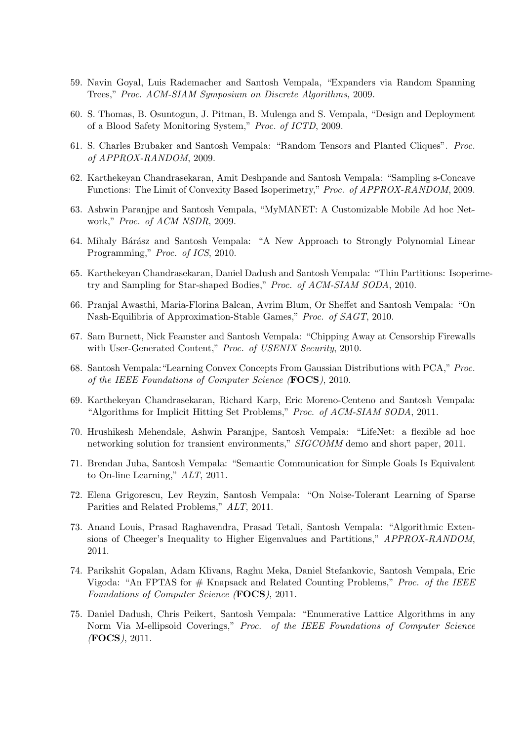59. Navin Goyal, Luis Rademacher and Santosh Vempala, "Expanders via Random Spanning Trees," *Proc. ACM-SIAM Symposium on Discrete Algorithms,* 2009.

60. S. Thomas, B. Osuntogun, J. Pitman, B. Mulenga and S. Vempala, "Design and Deployment of a Blood Safety Monitoring System," *Proc. of ICTD*, 2009.

61. S. Charles Brubaker and Santosh Vempala: "Random Tensors and Planted Cliques". *Proc. of APPROX-RANDOM*, 2009.

62. Karthekeyan Chandrasekaran, Amit Deshpande and Santosh Vempala: "Sampling s-Concave Functions: The Limit of Convexity Based Isoperimetry," *Proc. of APPROX-RANDOM*, 2009.

63. Ashwin Paranjpe and Santosh Vempala, "MyMANET: A Customizable Mobile Ad hoc Network," *Proc. of ACM NSDR*, 2009.

64. Mihaly Bárász and Santosh Vempala: "A New Approach to Strongly Polynomial Linear Programming," *Proc. of ICS*, 2010.

65. Karthekeyan Chandrasekaran, Daniel Dadush and Santosh Vempala: "Thin Partitions: Isoperimetry and Sampling for Star-shaped Bodies," *Proc. of ACM-SIAM SODA*, 2010.

66. Pranjal Awasthi, Maria-Florina Balcan, Avrim Blum, Or Sheffet and Santosh Vempala: "On Nash-Equilibria of Approximation-Stable Games," *Proc. of SAGT*, 2010.

67. Sam Burnett, Nick Feamster and Santosh Vempala: "Chipping Away at Censorship Firewalls with User-Generated Content," *Proc. of USENIX Security*, 2010.

68. Santosh Vempala:"Learning Convex Concepts From Gaussian Distributions with PCA," *Proc. of the IEEE Foundations of Computer Science (**FOCS**)*, 2010.

69. Karthekeyan Chandrasekaran, Richard Karp, Eric Moreno-Centeno and Santosh Vempala: "Algorithms for Implicit Hitting Set Problems," *Proc. of ACM-SIAM SODA*, 2011.

70. Hrushikesh Mehendale, Ashwin Paranjpe, Santosh Vempala: "LifeNet: a flexible ad hoc networking solution for transient environments," *SIGCOMM* demo and short paper, 2011.

71. Brendan Juba, Santosh Vempala: "Semantic Communication for Simple Goals Is Equivalent to On-line Learning," *ALT*, 2011.

72. Elena Grigorescu, Lev Reyzin, Santosh Vempala: "On Noise-Tolerant Learning of Sparse Parities and Related Problems," *ALT*, 2011.

73. Anand Louis, Prasad Raghavendra, Prasad Tetali, Santosh Vempala: "Algorithmic Extensions of Cheeger's Inequality to Higher Eigenvalues and Partitions," *APPROX-RANDOM*, 2011.

74. Parikshit Gopalan, Adam Klivans, Raghu Meka, Daniel Stefankovic, Santosh Vempala, Eric Vigoda: "An FPTAS for # Knapsack and Related Counting Problems," *Proc. of the IEEE Foundations of Computer Science (**FOCS**)*, 2011.

75. Daniel Dadush, Chris Peikert, Santosh Vempala: "Enumerative Lattice Algorithms in any Norm Via M-ellipsoid Coverings," *Proc. of the IEEE Foundations of Computer Science (**FOCS**)*, 2011.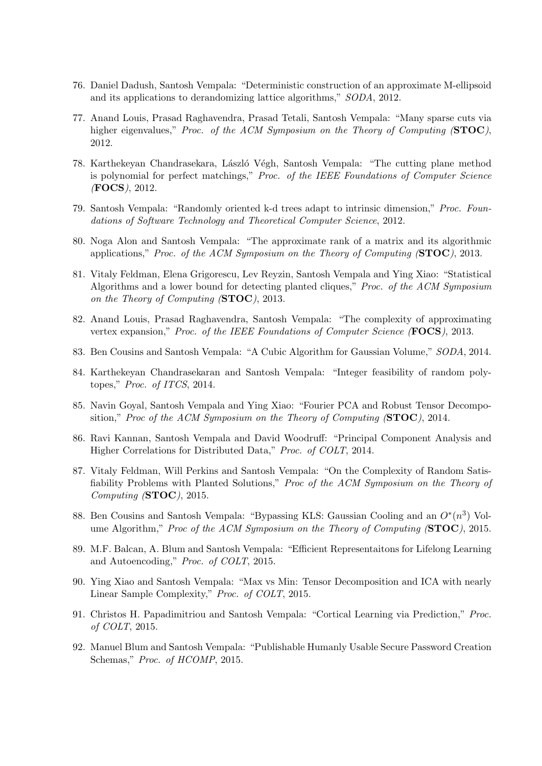76. Daniel Dadush, Santosh Vempala: "Deterministic construction of an approximate M-ellipsoid and its applications to derandomizing lattice algorithms," *SODA*, 2012.

77. Anand Louis, Prasad Raghavendra, Prasad Tetali, Santosh Vempala: "Many sparse cuts via higher eigenvalues," *Proc. of the ACM Symposium on the Theory of Computing (***STOC***)*, 2012.

78. Karthekeyan Chandrasekara, László Végh, Santosh Vempala: "The cutting plane method is polynomial for perfect matchings," *Proc. of the IEEE Foundations of Computer Science (***FOCS***)*, 2012.

79. Santosh Vempala: "Randomly oriented k-d trees adapt to intrinsic dimension," *Proc. Foundations of Software Technology and Theoretical Computer Science*, 2012.

80. Noga Alon and Santosh Vempala: "The approximate rank of a matrix and its algorithmic applications," *Proc. of the ACM Symposium on the Theory of Computing (***STOC***)*, 2013.

81. Vitaly Feldman, Elena Grigorescu, Lev Reyzin, Santosh Vempala and Ying Xiao: "Statistical Algorithms and a lower bound for detecting planted cliques," *Proc. of the ACM Symposium on the Theory of Computing (***STOC***)*, 2013.

82. Anand Louis, Prasad Raghavendra, Santosh Vempala: "The complexity of approximating vertex expansion," *Proc. of the IEEE Foundations of Computer Science (***FOCS***)*, 2013.

83. Ben Cousins and Santosh Vempala: "A Cubic Algorithm for Gaussian Volume," *SODA*, 2014.

84. Karthekeyan Chandrasekaran and Santosh Vempala: "Integer feasibility of random polytopes," *Proc. of ITCS*, 2014.

85. Navin Goyal, Santosh Vempala and Ying Xiao: "Fourier PCA and Robust Tensor Decomposition," *Proc of the ACM Symposium on the Theory of Computing (***STOC***)*, 2014.

86. Ravi Kannan, Santosh Vempala and David Woodruff: "Principal Component Analysis and Higher Correlations for Distributed Data," *Proc. of COLT*, 2014.

87. Vitaly Feldman, Will Perkins and Santosh Vempala: "On the Complexity of Random Satisfiability Problems with Planted Solutions," *Proc of the ACM Symposium on the Theory of Computing (***STOC***)*, 2015.

88. Ben Cousins and Santosh Vempala: "Bypassing KLS: Gaussian Cooling and an $O^*(n^3)$ Volume Algorithm," *Proc of the ACM Symposium on the Theory of Computing (***STOC***)*, 2015.

89. M.F. Balcan, A. Blum and Santosh Vempala: "Efficient Representaitons for Lifelong Learning and Autoencoding," *Proc. of COLT*, 2015.

90. Ying Xiao and Santosh Vempala: "Max vs Min: Tensor Decomposition and ICA with nearly Linear Sample Complexity," *Proc. of COLT*, 2015.

91. Christos H. Papadimitriou and Santosh Vempala: "Cortical Learning via Prediction," *Proc. of COLT*, 2015.

92. Manuel Blum and Santosh Vempala: "Publishable Humanly Usable Secure Password Creation Schemas," *Proc. of HCOMP*, 2015.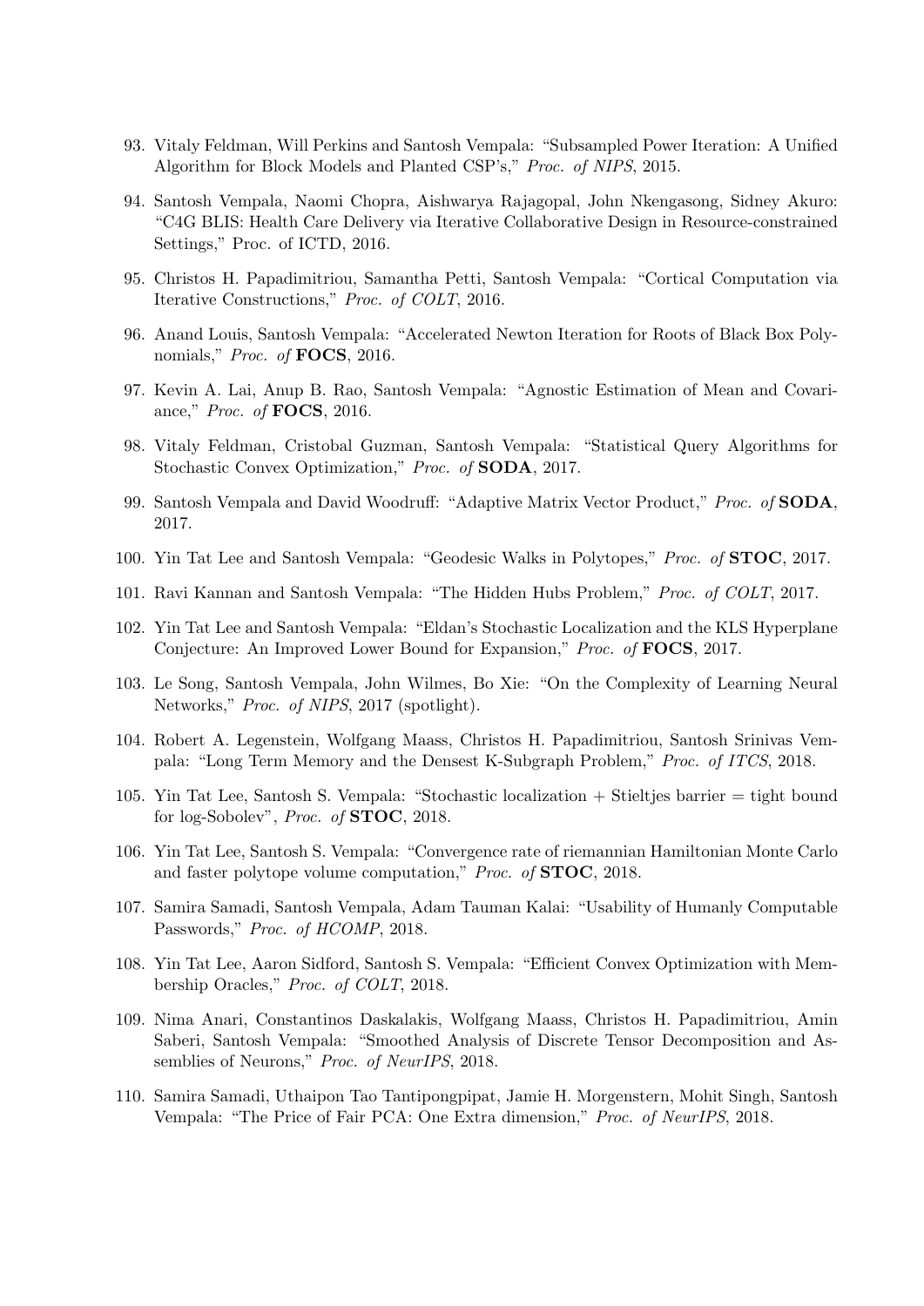93. Vitaly Feldman, Will Perkins and Santosh Vempala: "Subsampled Power Iteration: A Unified Algorithm for Block Models and Planted CSP's," *Proc. of NIPS*, 2015.

94. Santosh Vempala, Naomi Chopra, Aishwarya Rajagopal, John Nkengasong, Sidney Akuro: "C4G BLIS: Health Care Delivery via Iterative Collaborative Design in Resource-constrained Settings," Proc. of ICTD, 2016.

95. Christos H. Papadimitriou, Samantha Petti, Santosh Vempala: "Cortical Computation via Iterative Constructions," *Proc. of COLT*, 2016.

96. Anand Louis, Santosh Vempala: "Accelerated Newton Iteration for Roots of Black Box Polynomials," *Proc. of* **FOCS**, 2016.

97. Kevin A. Lai, Anup B. Rao, Santosh Vempala: "Agnostic Estimation of Mean and Covariance," *Proc. of* **FOCS**, 2016.

98. Vitaly Feldman, Cristobal Guzman, Santosh Vempala: "Statistical Query Algorithms for Stochastic Convex Optimization," *Proc. of* **SODA**, 2017.

99. Santosh Vempala and David Woodruff: "Adaptive Matrix Vector Product," *Proc. of* **SODA**, 2017.

100. Yin Tat Lee and Santosh Vempala: "Geodesic Walks in Polytopes," *Proc. of* **STOC**, 2017.

101. Ravi Kannan and Santosh Vempala: "The Hidden Hubs Problem," *Proc. of COLT*, 2017.

102. Yin Tat Lee and Santosh Vempala: "Eldan's Stochastic Localization and the KLS Hyperplane Conjecture: An Improved Lower Bound for Expansion," *Proc. of* **FOCS**, 2017.

103. Le Song, Santosh Vempala, John Wilmes, Bo Xie: "On the Complexity of Learning Neural Networks," *Proc. of NIPS*, 2017 (spotlight).

104. Robert A. Legenstein, Wolfgang Maass, Christos H. Papadimitriou, Santosh Srinivas Vempala: "Long Term Memory and the Densest K-Subgraph Problem," *Proc. of ITCS*, 2018.

105. Yin Tat Lee, Santosh S. Vempala: "Stochastic localization + Stieltjes barrier = tight bound for log-Sobolev", *Proc. of* **STOC**, 2018.

106. Yin Tat Lee, Santosh S. Vempala: "Convergence rate of riemannian Hamiltonian Monte Carlo and faster polytope volume computation," *Proc. of* **STOC**, 2018.

107. Samira Samadi, Santosh Vempala, Adam Tauman Kalai: "Usability of Humanly Computable Passwords," *Proc. of HCOMP*, 2018.

108. Yin Tat Lee, Aaron Sidford, Santosh S. Vempala: "Efficient Convex Optimization with Membership Oracles," *Proc. of COLT*, 2018.

109. Nima Anari, Constantinos Daskalakis, Wolfgang Maass, Christos H. Papadimitriou, Amin Saberi, Santosh Vempala: "Smoothed Analysis of Discrete Tensor Decomposition and Assemblies of Neurons," *Proc. of NeurIPS*, 2018.

110. Samira Samadi, Uthaipon Tao Tantipongpipat, Jamie H. Morgenstern, Mohit Singh, Santosh Vempala: "The Price of Fair PCA: One Extra dimension," *Proc. of NeurIPS*, 2018.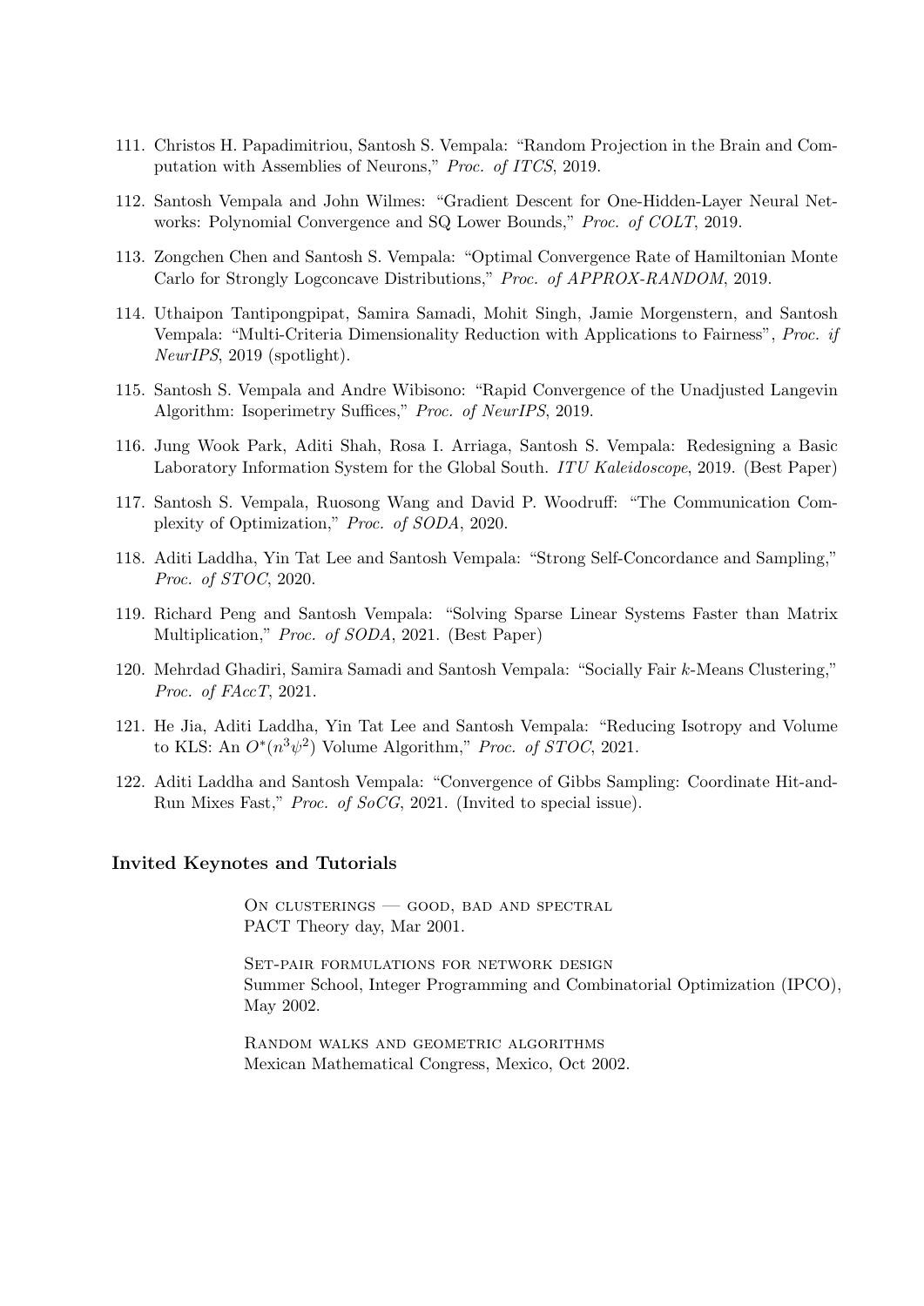111. Christos H. Papadimitriou, Santosh S. Vempala: "Random Projection in the Brain and Computation with Assemblies of Neurons," *Proc. of ITCS*, 2019.

112. Santosh Vempala and John Wilmes: "Gradient Descent for One-Hidden-Layer Neural Networks: Polynomial Convergence and SQ Lower Bounds," *Proc. of COLT*, 2019.

113. Zongchen Chen and Santosh S. Vempala: "Optimal Convergence Rate of Hamiltonian Monte Carlo for Strongly Logconcave Distributions," *Proc. of APPROX-RANDOM*, 2019.

114. Uthaipon Tantipongpipat, Samira Samadi, Mohit Singh, Jamie Morgenstern, and Santosh Vempala: "Multi-Criteria Dimensionality Reduction with Applications to Fairness", *Proc. if NeurIPS*, 2019 (spotlight).

115. Santosh S. Vempala and Andre Wibisono: "Rapid Convergence of the Unadjusted Langevin Algorithm: Isoperimetry Suffices," *Proc. of NeurIPS*, 2019.

116. Jung Wook Park, Aditi Shah, Rosa I. Arriaga, Santosh S. Vempala: Redesigning a Basic Laboratory Information System for the Global South. *ITU Kaleidoscope*, 2019. (Best Paper)

117. Santosh S. Vempala, Ruosong Wang and David P. Woodruff: "The Communication Complexity of Optimization," *Proc. of SODA*, 2020.

118. Aditi Laddha, Yin Tat Lee and Santosh Vempala: "Strong Self-Concordance and Sampling," *Proc. of STOC*, 2020.

119. Richard Peng and Santosh Vempala: "Solving Sparse Linear Systems Faster than Matrix Multiplication," *Proc. of SODA*, 2021. (Best Paper)

120. Mehrdad Ghadiri, Samira Samadi and Santosh Vempala: "Socially Fair $k$-Means Clustering," *Proc. of FAccT*, 2021.

121. He Jia, Aditi Laddha, Yin Tat Lee and Santosh Vempala: "Reducing Isotropy and Volume to KLS: An $O^*(n^3\psi^2)$ Volume Algorithm," *Proc. of STOC*, 2021.

122. Aditi Laddha and Santosh Vempala: "Convergence of Gibbs Sampling: Coordinate Hit-and-Run Mixes Fast," *Proc. of SoCG*, 2021. (Invited to special issue).

## Invited Keynotes and Tutorials

On clusterings — good, bad and spectral
PACT Theory day, Mar 2001.

Set-pair formulations for network design
Summer School, Integer Programming and Combinatorial Optimization (IPCO), May 2002.

Random walks and geometric algorithms
Mexican Mathematical Congress, Mexico, Oct 2002.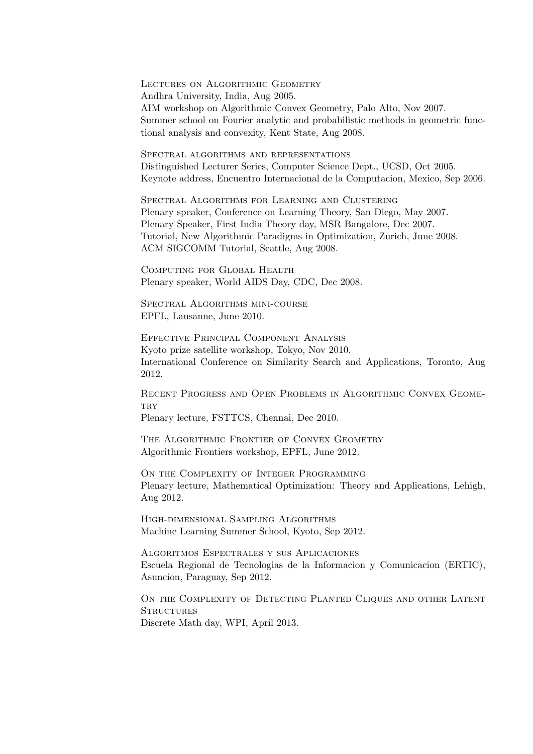Lectures on Algorithmic Geometry
Andhra University, India, Aug 2005.
AIM workshop on Algorithmic Convex Geometry, Palo Alto, Nov 2007.
Summer school on Fourier analytic and probabilistic methods in geometric functional analysis and convexity, Kent State, Aug 2008.

Spectral algorithms and representations
Distinguished Lecturer Series, Computer Science Dept., UCSD, Oct 2005.
Keynote address, Encuentro Internacional de la Computacion, Mexico, Sep 2006.

Spectral Algorithms for Learning and Clustering
Plenary speaker, Conference on Learning Theory, San Diego, May 2007.
Plenary Speaker, First India Theory day, MSR Bangalore, Dec 2007.
Tutorial, New Algorithmic Paradigms in Optimization, Zurich, June 2008.
ACM SIGCOMM Tutorial, Seattle, Aug 2008.

Computing for Global Health
Plenary speaker, World AIDS Day, CDC, Dec 2008.

Spectral Algorithms mini-course
EPFL, Lausanne, June 2010.

Effective Principal Component Analysis
Kyoto prize satellite workshop, Tokyo, Nov 2010.
International Conference on Similarity Search and Applications, Toronto, Aug 2012.

Recent Progress and Open Problems in Algorithmic Convex Geometry
Plenary lecture, FSTTCS, Chennai, Dec 2010.

The Algorithmic Frontier of Convex Geometry
Algorithmic Frontiers workshop, EPFL, June 2012.

On the Complexity of Integer Programming
Plenary lecture, Mathematical Optimization: Theory and Applications, Lehigh, Aug 2012.

High-dimensional Sampling Algorithms
Machine Learning Summer School, Kyoto, Sep 2012.

Algoritmos Espectrales y sus Aplicaciones
Escuela Regional de Tecnologias de la Informacion y Comunicacion (ERTIC), Asuncion, Paraguay, Sep 2012.

On the Complexity of Detecting Planted Cliques and other Latent Structures
Discrete Math day, WPI, April 2013.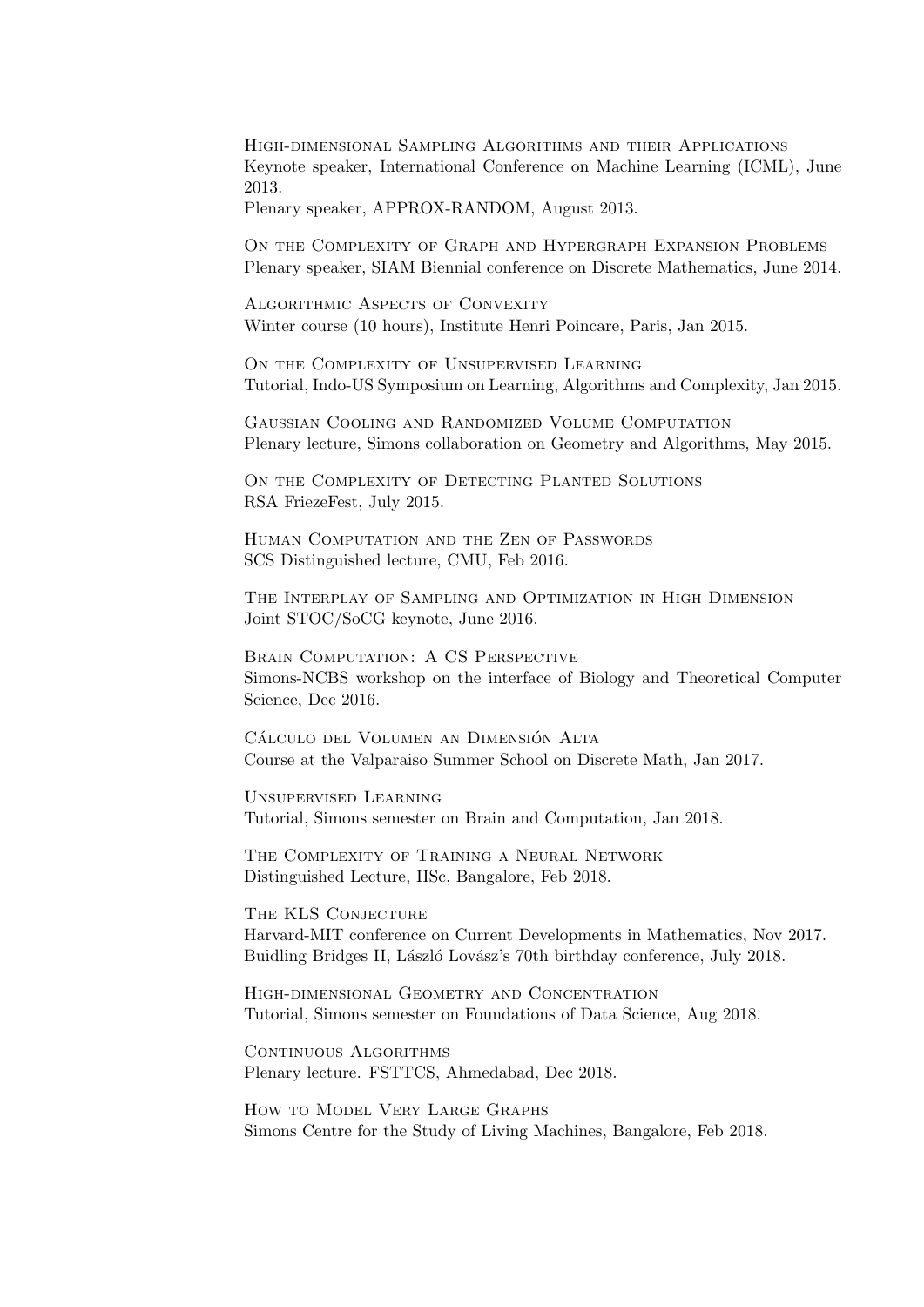High-dimensional Sampling Algorithms and their Applications
Keynote speaker, International Conference on Machine Learning (ICML), June 2013.
Plenary speaker, APPROX-RANDOM, August 2013.

On the Complexity of Graph and Hypergraph Expansion Problems
Plenary speaker, SIAM Biennial conference on Discrete Mathematics, June 2014.

Algorithmic Aspects of Convexity
Winter course (10 hours), Institute Henri Poincare, Paris, Jan 2015.

On the Complexity of Unsupervised Learning
Tutorial, Indo-US Symposium on Learning, Algorithms and Complexity, Jan 2015.

Gaussian Cooling and Randomized Volume Computation
Plenary lecture, Simons collaboration on Geometry and Algorithms, May 2015.

On the Complexity of Detecting Planted Solutions
RSA FriezeFest, July 2015.

Human Computation and the Zen of Passwords
SCS Distinguished lecture, CMU, Feb 2016.

The Interplay of Sampling and Optimization in High Dimension
Joint STOC/SoCG keynote, June 2016.

Brain Computation: A CS Perspective
Simons-NCBS workshop on the interface of Biology and Theoretical Computer Science, Dec 2016.

Cálculo del Volumen an Dimensión Alta
Course at the Valparaiso Summer School on Discrete Math, Jan 2017.

Unsupervised Learning
Tutorial, Simons semester on Brain and Computation, Jan 2018.

The Complexity of Training a Neural Network
Distinguished Lecture, IISc, Bangalore, Feb 2018.

The KLS Conjecture
Harvard-MIT conference on Current Developments in Mathematics, Nov 2017.
Buidling Bridges II, László Lovász's 70th birthday conference, July 2018.

High-dimensional Geometry and Concentration
Tutorial, Simons semester on Foundations of Data Science, Aug 2018.

Continuous Algorithms
Plenary lecture. FSTTCS, Ahmedabad, Dec 2018.

How to Model Very Large Graphs
Simons Centre for the Study of Living Machines, Bangalore, Feb 2018.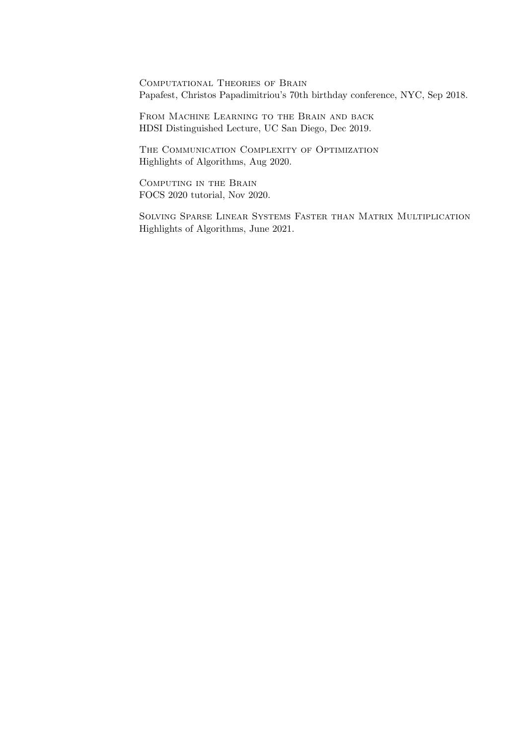Computational Theories of Brain
Papafest, Christos Papadimitriou's 70th birthday conference, NYC, Sep 2018.

From Machine Learning to the Brain and back
HDSI Distinguished Lecture, UC San Diego, Dec 2019.

The Communication Complexity of Optimization
Highlights of Algorithms, Aug 2020.

Computing in the Brain
FOCS 2020 tutorial, Nov 2020.

Solving Sparse Linear Systems Faster than Matrix Multiplication
Highlights of Algorithms, June 2021.